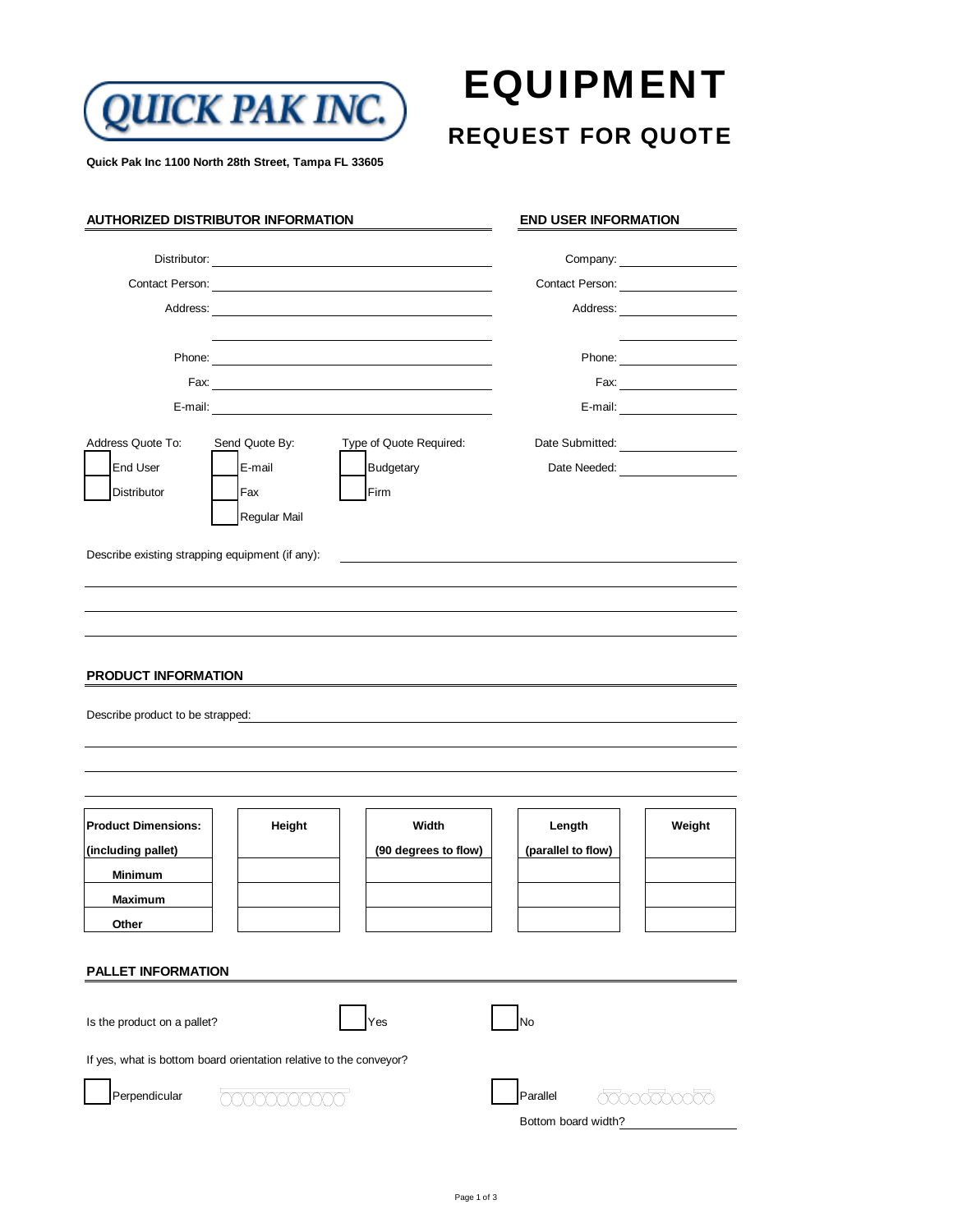QUICK PAK INC.

# EQUIPMENT

## REQUEST FOR QUOTE

**Quick Pak Inc 1100 North 28th Street, Tampa FL 33605**

### AUTHORIZED DISTRIBUTOR INFORMATION

Distributor: \_\_\_\_\_\_\_\_\_\_\_\_\_\_\_\_\_\_\_\_

Contact Person: \_\_\_\_\_\_\_\_\_\_\_\_\_\_\_\_\_\_\_\_

Address: \_\_\_\_\_\_\_\_\_\_\_\_\_\_\_\_\_\_\_\_

\_\_\_\_\_\_\_\_\_\_\_\_\_\_\_\_\_\_\_\_

Phone: \_\_\_\_\_\_\_\_\_\_\_\_\_\_\_\_\_\_\_\_

Fax: \_\_\_\_\_\_\_\_\_\_\_\_\_\_\_\_\_\_\_\_

E-mail: \_\_\_\_\_\_\_\_\_\_\_\_\_\_\_\_\_\_\_\_

### END USER INFORMATION

Company: \_\_\_\_\_\_\_\_\_\_\_\_\_\_\_\_\_\_\_\_

Contact Person: \_\_\_\_\_\_\_\_\_\_\_\_\_\_\_\_\_\_\_\_

Address: \_\_\_\_\_\_\_\_\_\_\_\_\_\_\_\_\_\_\_\_

\_\_\_\_\_\_\_\_\_\_\_\_\_\_\_\_\_\_\_\_

Phone: \_\_\_\_\_\_\_\_\_\_\_\_\_\_\_\_\_\_\_\_

Fax: \_\_\_\_\_\_\_\_\_\_\_\_\_\_\_\_\_\_\_\_

E-mail: \_\_\_\_\_\_\_\_\_\_\_\_\_\_\_\_\_\_\_\_

Address Quote To:
- ☐ End User
- ☐ Distributor

Send Quote By:
- ☐ E-mail
- ☐ Fax
- ☐ Regular Mail

Type of Quote Required:
- ☐ Budgetary
- ☐ Firm

Date Submitted: \_\_\_\_\_\_\_\_\_\_\_\_\_\_\_\_\_\_\_\_

Date Needed: \_\_\_\_\_\_\_\_\_\_\_\_\_\_\_\_\_\_\_\_

Describe existing strapping equipment (if any): \_\_\_\_\_\_\_\_\_\_\_\_\_\_\_\_\_\_\_\_

\_\_\_\_\_\_\_\_\_\_\_\_\_\_\_\_\_\_\_\_

\_\_\_\_\_\_\_\_\_\_\_\_\_\_\_\_\_\_\_\_

\_\_\_\_\_\_\_\_\_\_\_\_\_\_\_\_\_\_\_\_

### PRODUCT INFORMATION

Describe product to be strapped: \_\_\_\_\_\_\_\_\_\_\_\_\_\_\_\_\_\_\_\_

\_\_\_\_\_\_\_\_\_\_\_\_\_\_\_\_\_\_\_\_

\_\_\_\_\_\_\_\_\_\_\_\_\_\_\_\_\_\_\_\_

\_\_\_\_\_\_\_\_\_\_\_\_\_\_\_\_\_\_\_\_

| **Product Dimensions: (including pallet)** | **Height** | **Width (90 degrees to flow)** | **Length (parallel to flow)** | **Weight** |
|---|---|---|---|---|
| **Minimum** | | | | |
| **Maximum** | | | | |
| **Other** | | | | |

### PALLET INFORMATION

Is the product on a pallet? ☐ Yes ☐ No

If yes, what is bottom board orientation relative to the conveyor?

☐ Perpendicular

☐ Parallel

Bottom board width? \_\_\_\_\_\_\_\_\_\_\_\_\_\_\_\_\_\_\_\_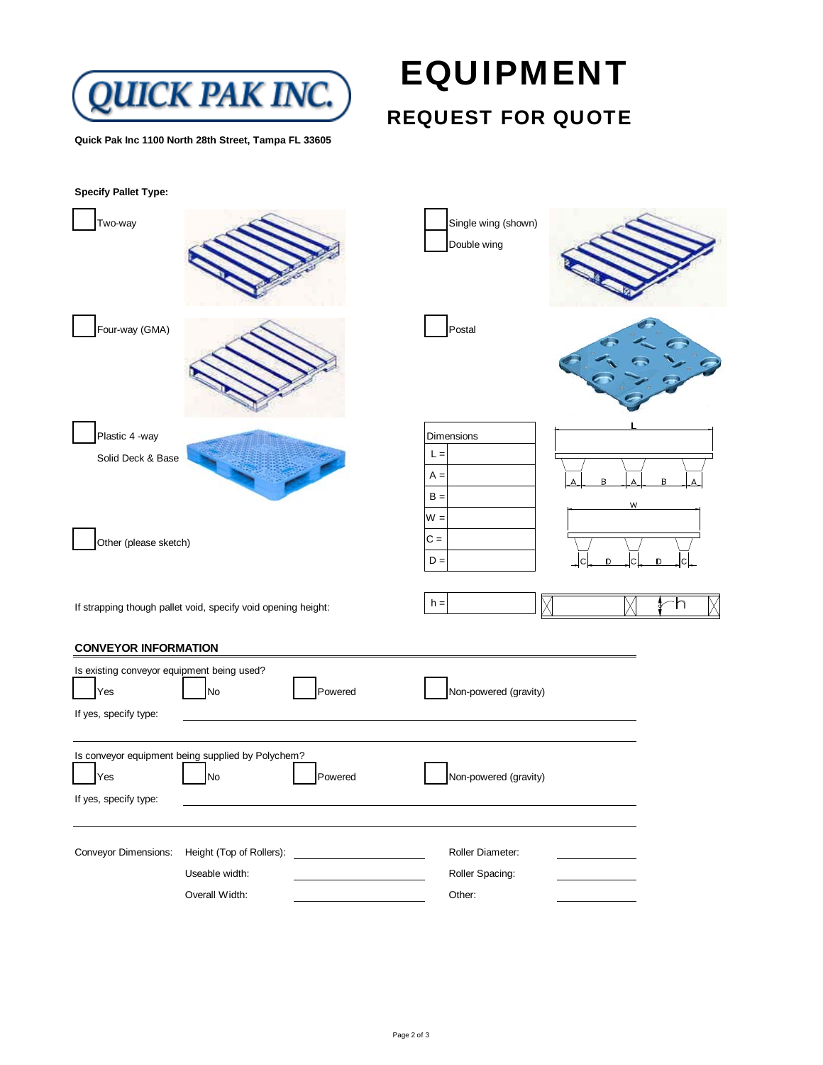# QUICK PAK INC.

# EQUIPMENT

## REQUEST FOR QUOTE

**Quick Pak Inc 1100 North 28th Street, Tampa FL 33605**

**Specify Pallet Type:**

- ☐ Two-way
- ☐ Single wing (shown)
- ☐ Double wing
- ☐ Four-way (GMA)
- ☐ Postal
- ☐ Plastic 4 -way Solid Deck & Base
- ☐ Other (please sketch)

| Dimensions | |
|---|---|
| L = | |
| A = | |
| B = | |
| W = | |
| C = | |
| D = | |

If strapping though pallet void, specify void opening height: h = ______

### CONVEYOR INFORMATION

Is existing conveyor equipment being used?

☐ Yes ☐ No ☐ Powered ☐ Non-powered (gravity)

If yes, specify type: ______________________

Is conveyor equipment being supplied by Polychem?

☐ Yes ☐ No ☐ Powered ☐ Non-powered (gravity)

If yes, specify type: ______________________

| Conveyor Dimensions: | | | |
|---|---|---|---|
| Height (Top of Rollers): | ______ | Roller Diameter: | ______ |
| Useable width: | ______ | Roller Spacing: | ______ |
| Overall Width: | ______ | Other: | ______ |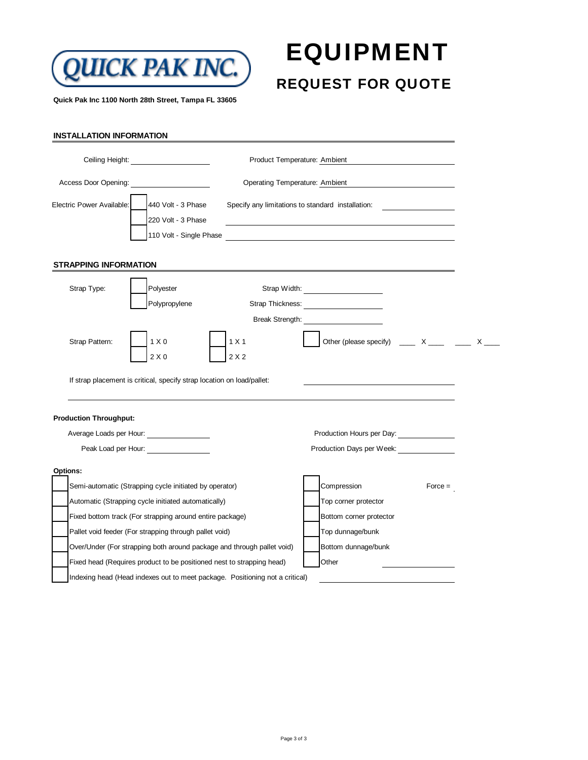# EQUIPMENT

## REQUEST FOR QUOTE

**Quick Pak Inc 1100 North 28th Street, Tampa FL 33605**

### INSTALLATION INFORMATION

Ceiling Height: ____________________

Product Temperature: Ambient

Access Door Opening: ____________________

Operating Temperature: Ambient

Electric Power Available:
- [ ] 440 Volt - 3 Phase
- [ ] 220 Volt - 3 Phase
- [ ] 110 Volt - Single Phase

Specify any limitations to standard installation: ____________________

### STRAPPING INFORMATION

Strap Type:
- [ ] Polyester
- [ ] Polypropylene

Strap Width: ____________________

Strap Thickness: ____________________

Break Strength: ____________________

Strap Pattern:
- [ ] 1 X 0
- [ ] 2 X 0
- [ ] 1 X 1
- [ ] 2 X 2
- [ ] Other (please specify) ____ X ____ ____ X ____

If strap placement is critical, specify strap location on load/pallet: ____________________

**Production Throughput:**

Average Loads per Hour: ____________________

Peak Load per Hour: ____________________

Production Hours per Day: ____________________

Production Days per Week: ____________________

**Options:**

- [ ] Semi-automatic (Strapping cycle initiated by operator)
- [ ] Automatic (Strapping cycle initiated automatically)
- [ ] Fixed bottom track (For strapping around entire package)
- [ ] Pallet void feeder (For strapping through pallet void)
- [ ] Over/Under (For strapping both around package and through pallet void)
- [ ] Fixed head (Requires product to be positioned nest to strapping head)
- [ ] Indexing head (Head indexes out to meet package. Positioning not a critical)

- [ ] Compression Force =
- [ ] Top corner protector
- [ ] Bottom corner protector
- [ ] Top dunnage/bunk
- [ ] Bottom dunnage/bunk
- [ ] Other ____________________